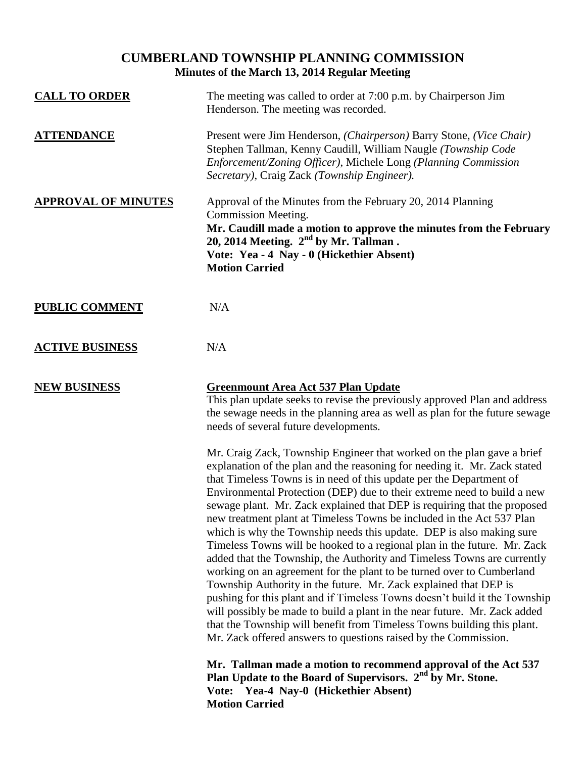# CUMBERLAND TOWNSHIP PLANNING COMMISSION

**Minutes of the March 13, 2014 Regular Meeting**

**CALL TO ORDER**

The meeting was called to order at 7:00 p.m. by Chairperson Jim Henderson. The meeting was recorded.

**ATTENDANCE**

Present were Jim Henderson, *(Chairperson)* Barry Stone, *(Vice Chair)* Stephen Tallman, Kenny Caudill, William Naugle *(Township Code Enforcement/Zoning Officer)*, Michele Long *(Planning Commission Secretary)*, Craig Zack *(Township Engineer).*

**APPROVAL OF MINUTES**

Approval of the Minutes from the February 20, 2014 Planning Commission Meeting.

**Mr. Caudill made a motion to approve the minutes from the February 20, 2014 Meeting. 2nd by Mr. Tallman .**
**Vote: Yea - 4 Nay - 0 (Hickethier Absent)**
**Motion Carried**

**PUBLIC COMMENT**

N/A

**ACTIVE BUSINESS**

N/A

**NEW BUSINESS**

**Greenmount Area Act 537 Plan Update**

This plan update seeks to revise the previously approved Plan and address the sewage needs in the planning area as well as plan for the future sewage needs of several future developments.

Mr. Craig Zack, Township Engineer that worked on the plan gave a brief explanation of the plan and the reasoning for needing it. Mr. Zack stated that Timeless Towns is in need of this update per the Department of Environmental Protection (DEP) due to their extreme need to build a new sewage plant. Mr. Zack explained that DEP is requiring that the proposed new treatment plant at Timeless Towns be included in the Act 537 Plan which is why the Township needs this update. DEP is also making sure Timeless Towns will be hooked to a regional plan in the future. Mr. Zack added that the Township, the Authority and Timeless Towns are currently working on an agreement for the plant to be turned over to Cumberland Township Authority in the future. Mr. Zack explained that DEP is pushing for this plant and if Timeless Towns doesn't build it the Township will possibly be made to build a plant in the near future. Mr. Zack added that the Township will benefit from Timeless Towns building this plant. Mr. Zack offered answers to questions raised by the Commission.

**Mr. Tallman made a motion to recommend approval of the Act 537 Plan Update to the Board of Supervisors. 2nd by Mr. Stone.**
**Vote: Yea-4 Nay-0 (Hickethier Absent)**
**Motion Carried**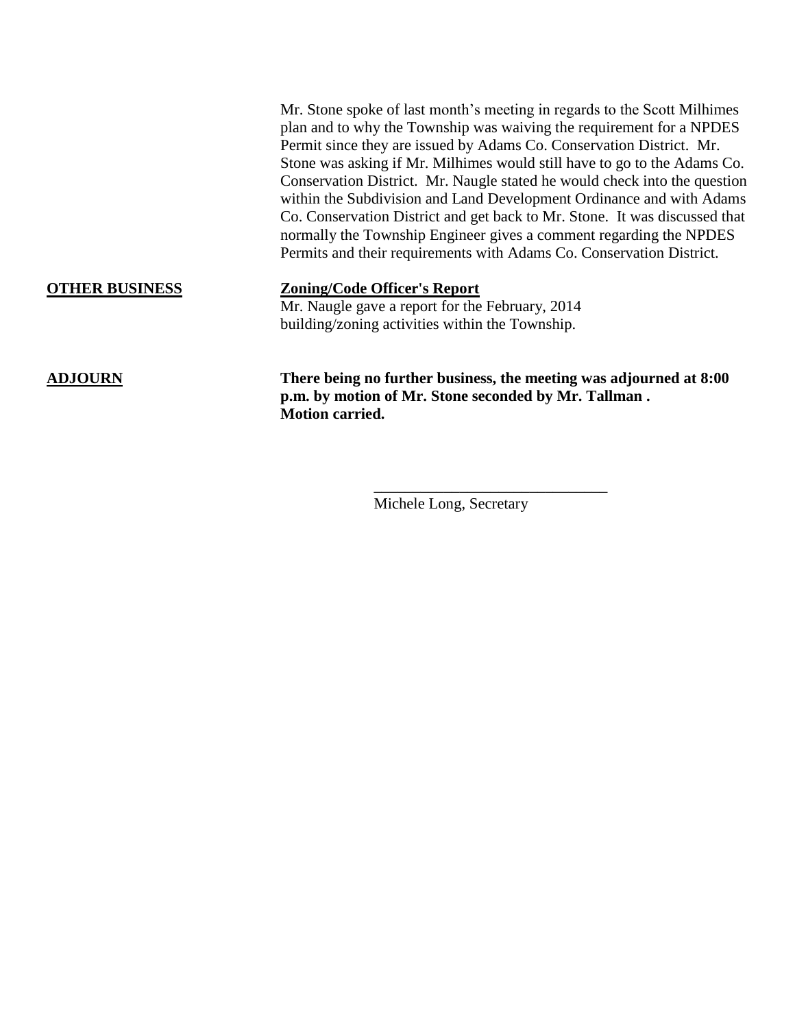Mr. Stone spoke of last month's meeting in regards to the Scott Milhimes plan and to why the Township was waiving the requirement for a NPDES Permit since they are issued by Adams Co. Conservation District. Mr. Stone was asking if Mr. Milhimes would still have to go to the Adams Co. Conservation District. Mr. Naugle stated he would check into the question within the Subdivision and Land Development Ordinance and with Adams Co. Conservation District and get back to Mr. Stone. It was discussed that normally the Township Engineer gives a comment regarding the NPDES Permits and their requirements with Adams Co. Conservation District.

**OTHER BUSINESS**

**Zoning/Code Officer's Report**

Mr. Naugle gave a report for the February, 2014 building/zoning activities within the Township.

**ADJOURN**

**There being no further business, the meeting was adjourned at 8:00 p.m. by motion of Mr. Stone seconded by Mr. Tallman . Motion carried.**

_______________________________

Michele Long, Secretary